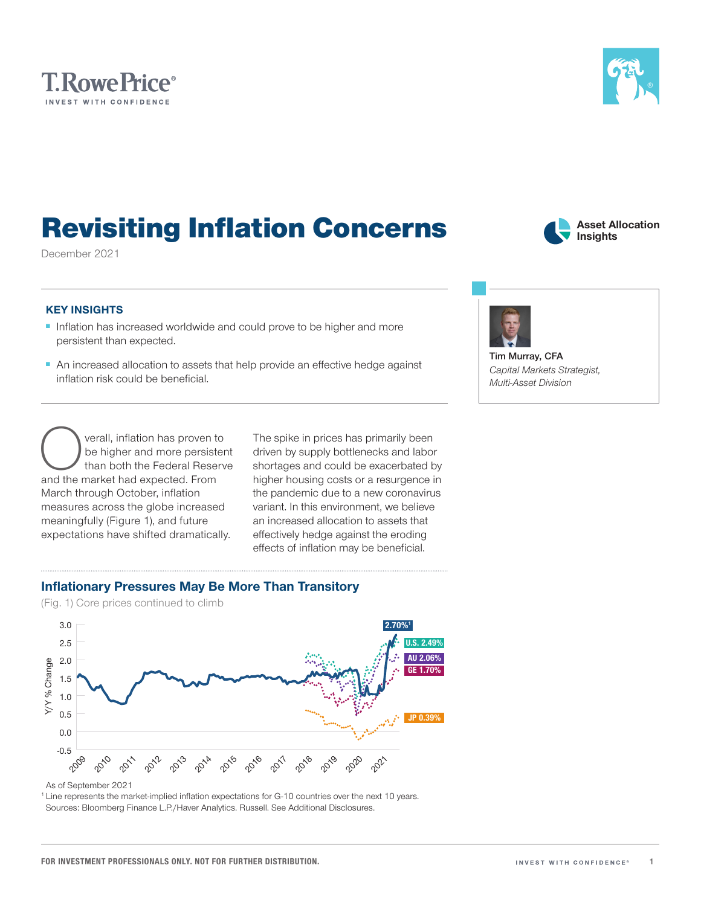T. Rowe Price®
INVEST WITH CONFIDENCE

# Revisiting Inflation Concerns

December 2021

Asset Allocation Insights

**Tim Murray, CFA**
*Capital Markets Strategist, Multi-Asset Division*

### KEY INSIGHTS

- Inflation has increased worldwide and could prove to be higher and more persistent than expected.
- An increased allocation to assets that help provide an effective hedge against inflation risk could be beneficial.

Overall, inflation has proven to be higher and more persistent than both the Federal Reserve and the market had expected. From March through October, inflation measures across the globe increased meaningfully (Figure 1), and future expectations have shifted dramatically.

The spike in prices has primarily been driven by supply bottlenecks and labor shortages and could be exacerbated by higher housing costs or a resurgence in the pandemic due to a new coronavirus variant. In this environment, we believe an increased allocation to assets that effectively hedge against the eroding effects of inflation may be beneficial.

### Inflationary Pressures May Be More Than Transitory

(Fig. 1) Core prices continued to climb

As of September 2021
[1] Line represents the market-implied inflation expectations for G-10 countries over the next 10 years.
Sources: Bloomberg Finance L.P./Haver Analytics. Russell. See Additional Disclosures.

FOR INVESTMENT PROFESSIONALS ONLY. NOT FOR FURTHER DISTRIBUTION.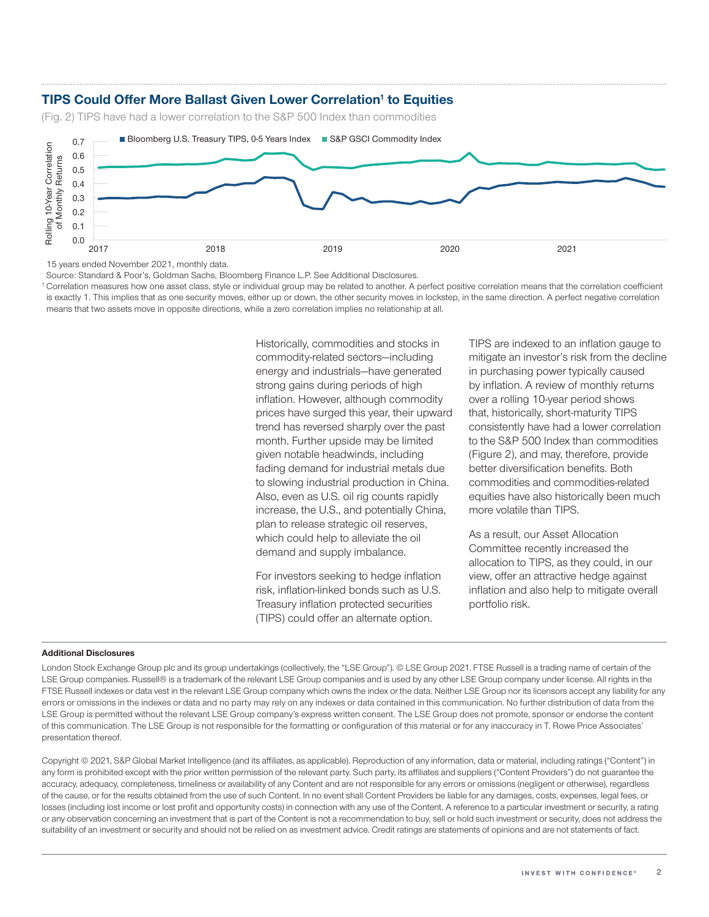## TIPS Could Offer More Ballast Given Lower Correlation[1] to Equities

(Fig. 2) TIPS have had a lower correlation to the S&P 500 Index than commodities

15 years ended November 2021, monthly data.

Source: Standard & Poor's, Goldman Sachs, Bloomberg Finance L.P. See Additional Disclosures.

[1] Correlation measures how one asset class, style or individual group may be related to another. A perfect positive correlation means that the correlation coefficient is exactly 1. This implies that as one security moves, either up or down, the other security moves in lockstep, in the same direction. A perfect negative correlation means that two assets move in opposite directions, while a zero correlation implies no relationship at all.

Historically, commodities and stocks in commodity-related sectors—including energy and industrials—have generated strong gains during periods of high inflation. However, although commodity prices have surged this year, their upward trend has reversed sharply over the past month. Further upside may be limited given notable headwinds, including fading demand for industrial metals due to slowing industrial production in China. Also, even as U.S. oil rig counts rapidly increase, the U.S., and potentially China, plan to release strategic oil reserves, which could help to alleviate the oil demand and supply imbalance.

For investors seeking to hedge inflation risk, inflation-linked bonds such as U.S. Treasury inflation protected securities (TIPS) could offer an alternate option.

TIPS are indexed to an inflation gauge to mitigate an investor's risk from the decline in purchasing power typically caused by inflation. A review of monthly returns over a rolling 10-year period shows that, historically, short-maturity TIPS consistently have had a lower correlation to the S&P 500 Index than commodities (Figure 2), and may, therefore, provide better diversification benefits. Both commodities and commodities-related equities have also historically been much more volatile than TIPS.

As a result, our Asset Allocation Committee recently increased the allocation to TIPS, as they could, in our view, offer an attractive hedge against inflation and also help to mitigate overall portfolio risk.

**Additional Disclosures**

London Stock Exchange Group plc and its group undertakings (collectively, the "LSE Group"). © LSE Group 2021. FTSE Russell is a trading name of certain of the LSE Group companies. Russell® is a trademark of the relevant LSE Group companies and is used by any other LSE Group company under license. All rights in the FTSE Russell indexes or data vest in the relevant LSE Group company which owns the index or the data. Neither LSE Group nor its licensors accept any liability for any errors or omissions in the indexes or data and no party may rely on any indexes or data contained in this communication. No further distribution of data from the LSE Group is permitted without the relevant LSE Group company's express written consent. The LSE Group does not promote, sponsor or endorse the content of this communication. The LSE Group is not responsible for the formatting or configuration of this material or for any inaccuracy in T. Rowe Price Associates' presentation thereof.

Copyright © 2021, S&P Global Market Intelligence (and its affiliates, as applicable). Reproduction of any information, data or material, including ratings ("Content") in any form is prohibited except with the prior written permission of the relevant party. Such party, its affiliates and suppliers ("Content Providers") do not guarantee the accuracy, adequacy, completeness, timeliness or availability of any Content and are not responsible for any errors or omissions (negligent or otherwise), regardless of the cause, or for the results obtained from the use of such Content. In no event shall Content Providers be liable for any damages, costs, expenses, legal fees, or losses (including lost income or lost profit and opportunity costs) in connection with any use of the Content. A reference to a particular investment or security, a rating or any observation concerning an investment that is part of the Content is not a recommendation to buy, sell or hold such investment or security, does not address the suitability of an investment or security and should not be relied on as investment advice. Credit ratings are statements of opinions and are not statements of fact.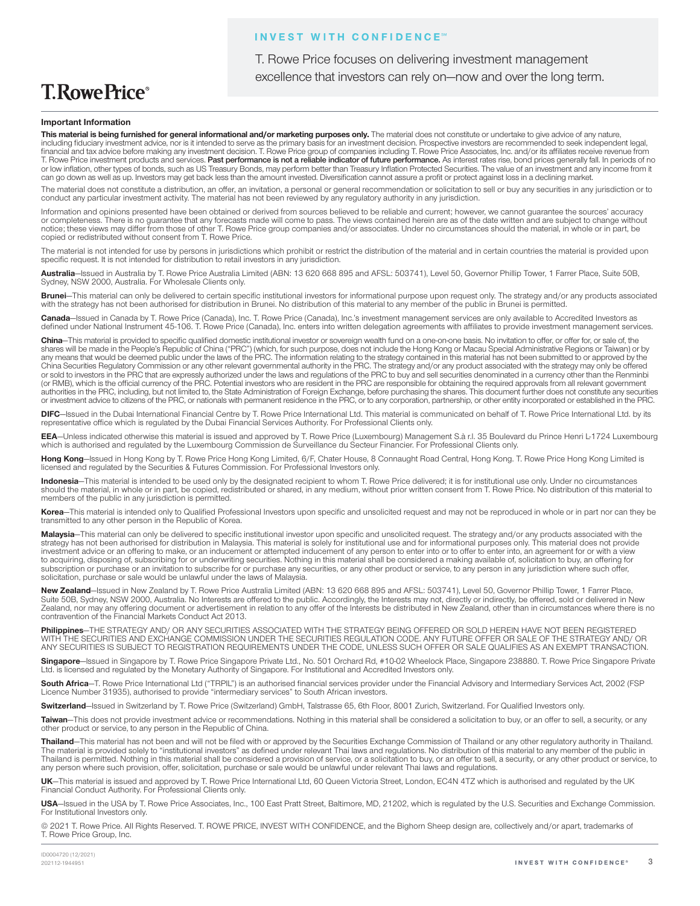**INVEST WITH CONFIDENCE℠**

T. Rowe Price focuses on delivering investment management excellence that investors can rely on—now and over the long term.

T.RowePrice®

### Important Information

**This material is being furnished for general informational and/or marketing purposes only.** The material does not constitute or undertake to give advice of any nature, including fiduciary investment advice, nor is it intended to serve as the primary basis for an investment decision. Prospective investors are recommended to seek independent legal, financial and tax advice before making any investment decision. T. Rowe Price group of companies including T. Rowe Price Associates, Inc. and/or its affiliates receive revenue from T. Rowe Price investment products and services. **Past performance is not a reliable indicator of future performance.** As interest rates rise, bond prices generally fall. In periods of no or low inflation, other types of bonds, such as US Treasury Bonds, may perform better than Treasury Inflation Protected Securities. The value of an investment and any income from it can go down as well as up. Investors may get back less than the amount invested. Diversification cannot assure a profit or protect against loss in a declining market.

The material does not constitute a distribution, an offer, an invitation, a personal or general recommendation or solicitation to sell or buy any securities in any jurisdiction or to conduct any particular investment activity. The material has not been reviewed by any regulatory authority in any jurisdiction.

Information and opinions presented have been obtained or derived from sources believed to be reliable and current; however, we cannot guarantee the sources' accuracy or completeness. There is no guarantee that any forecasts made will come to pass. The views contained herein are as of the date written and are subject to change without notice; these views may differ from those of other T. Rowe Price group companies and/or associates. Under no circumstances should the material, in whole or in part, be copied or redistributed without consent from T. Rowe Price.

The material is not intended for use by persons in jurisdictions which prohibit or restrict the distribution of the material and in certain countries the material is provided upon specific request. It is not intended for distribution to retail investors in any jurisdiction.

**Australia**—Issued in Australia by T. Rowe Price Australia Limited (ABN: 13 620 668 895 and AFSL: 503741), Level 50, Governor Phillip Tower, 1 Farrer Place, Suite 50B, Sydney, NSW 2000, Australia. For Wholesale Clients only.

**Brunei**—This material can only be delivered to certain specific institutional investors for informational purpose upon request only. The strategy and/or any products associated with the strategy has not been authorised for distribution in Brunei. No distribution of this material to any member of the public in Brunei is permitted.

**Canada**—Issued in Canada by T. Rowe Price (Canada), Inc. T. Rowe Price (Canada), Inc.'s investment management services are only available to Accredited Investors as defined under National Instrument 45-106. T. Rowe Price (Canada), Inc. enters into written delegation agreements with affiliates to provide investment management services.

**China**—This material is provided to specific qualified domestic institutional investor or sovereign wealth fund on a one-on-one basis. No invitation to offer, or offer for, or sale of, the shares will be made in the People's Republic of China ("PRC") (which, for such purpose, does not include the Hong Kong or Macau Special Administrative Regions or Taiwan) or by any means that would be deemed public under the laws of the PRC. The information relating to the strategy contained in this material has not been submitted to or approved by the China Securities Regulatory Commission or any other relevant governmental authority in the PRC. The strategy and/or any product associated with the strategy may only be offered or sold to investors in the PRC that are expressly authorized under the laws and regulations of the PRC to buy and sell securities denominated in a currency other than the Renminbi (or RMB), which is the official currency of the PRC. Potential investors who are resident in the PRC are responsible for obtaining the required approvals from all relevant government authorities in the PRC, including, but not limited to, the State Administration of Foreign Exchange, before purchasing the shares. This document further does not constitute any securities or investment advice to citizens of the PRC, or nationals with permanent residence in the PRC, or to any corporation, partnership, or other entity incorporated or established in the PRC.

**DIFC**—Issued in the Dubai International Financial Centre by T. Rowe Price International Ltd. This material is communicated on behalf of T. Rowe Price International Ltd. by its representative office which is regulated by the Dubai Financial Services Authority. For Professional Clients only.

**EEA**—Unless indicated otherwise this material is issued and approved by T. Rowe Price (Luxembourg) Management S.à r.l. 35 Boulevard du Prince Henri L-1724 Luxembourg which is authorised and regulated by the Luxembourg Commission de Surveillance du Secteur Financier. For Professional Clients only.

**Hong Kong**—Issued in Hong Kong by T. Rowe Price Hong Kong Limited, 6/F, Chater House, 8 Connaught Road Central, Hong Kong. T. Rowe Price Hong Kong Limited is licensed and regulated by the Securities & Futures Commission. For Professional Investors only.

**Indonesia**—This material is intended to be used only by the designated recipient to whom T. Rowe Price delivered; it is for institutional use only. Under no circumstances should the material, in whole or in part, be copied, redistributed or shared, in any medium, without prior written consent from T. Rowe Price. No distribution of this material to members of the public in any jurisdiction is permitted.

**Korea**—This material is intended only to Qualified Professional Investors upon specific and unsolicited request and may not be reproduced in whole or in part nor can they be transmitted to any other person in the Republic of Korea.

**Malaysia**—This material can only be delivered to specific institutional investor upon specific and unsolicited request. The strategy and/or any products associated with the strategy has not been authorised for distribution in Malaysia. This material is solely for institutional use and for informational purposes only. This material does not provide investment advice or an offering to make, or an inducement or attempted inducement of any person to enter into or to offer to enter into, an agreement for or with a view to acquiring, disposing of, subscribing for or underwriting securities. Nothing in this material shall be considered a making available of, solicitation to buy, an offering for subscription or purchase or an invitation to subscribe for or purchase any securities, or any other product or service, to any person in any jurisdiction where such offer, solicitation, purchase or sale would be unlawful under the laws of Malaysia.

**New Zealand**—Issued in New Zealand by T. Rowe Price Australia Limited (ABN: 13 620 668 895 and AFSL: 503741), Level 50, Governor Phillip Tower, 1 Farrer Place, Suite 50B, Sydney, NSW 2000, Australia. No Interests are offered to the public. Accordingly, the Interests may not, directly or indirectly, be offered, sold or delivered in New Zealand, nor may any offering document or advertisement in relation to any offer of the Interests be distributed in New Zealand, other than in circumstances where there is no contravention of the Financial Markets Conduct Act 2013.

**Philippines**—THE STRATEGY AND/ OR ANY SECURITIES ASSOCIATED WITH THE STRATEGY BEING OFFERED OR SOLD HEREIN HAVE NOT BEEN REGISTERED WITH THE SECURITIES AND EXCHANGE COMMISSION UNDER THE SECURITIES REGULATION CODE. ANY FUTURE OFFER OR SALE OF THE STRATEGY AND/ OR ANY SECURITIES IS SUBJECT TO REGISTRATION REQUIREMENTS UNDER THE CODE, UNLESS SUCH OFFER OR SALE QUALIFIES AS AN EXEMPT TRANSACTION.

**Singapore**—Issued in Singapore by T. Rowe Price Singapore Private Ltd., No. 501 Orchard Rd, #10-02 Wheelock Place, Singapore 238880. T. Rowe Price Singapore Private Ltd. is licensed and regulated by the Monetary Authority of Singapore. For Institutional and Accredited Investors only.

**South Africa**—T. Rowe Price International Ltd ("TRPIL") is an authorised financial services provider under the Financial Advisory and Intermediary Services Act, 2002 (FSP Licence Number 31935), authorised to provide "intermediary services" to South African investors.

**Switzerland**—Issued in Switzerland by T. Rowe Price (Switzerland) GmbH, Talstrasse 65, 6th Floor, 8001 Zurich, Switzerland. For Qualified Investors only.

**Taiwan**—This does not provide investment advice or recommendations. Nothing in this material shall be considered a solicitation to buy, or an offer to sell, a security, or any other product or service, to any person in the Republic of China.

**Thailand**—This material has not been and will not be filed with or approved by the Securities Exchange Commission of Thailand or any other regulatory authority in Thailand. The material is provided solely to "institutional investors" as defined under relevant Thai laws and regulations. No distribution of this material to any member of the public in Thailand is permitted. Nothing in this material shall be considered a provision of service, or a solicitation to buy, or an offer to sell, a security, or any other product or service, to any person where such provision, offer, solicitation, purchase or sale would be unlawful under relevant Thai laws and regulations.

**UK**—This material is issued and approved by T. Rowe Price International Ltd, 60 Queen Victoria Street, London, EC4N 4TZ which is authorised and regulated by the UK Financial Conduct Authority. For Professional Clients only.

**USA**—Issued in the USA by T. Rowe Price Associates, Inc., 100 East Pratt Street, Baltimore, MD, 21202, which is regulated by the U.S. Securities and Exchange Commission. For Institutional Investors only.

© 2021 T. Rowe Price. All Rights Reserved. T. ROWE PRICE, INVEST WITH CONFIDENCE, and the Bighorn Sheep design are, collectively and/or apart, trademarks of T. Rowe Price Group, Inc.

ID0004720 (12/2021)
202112-1944951